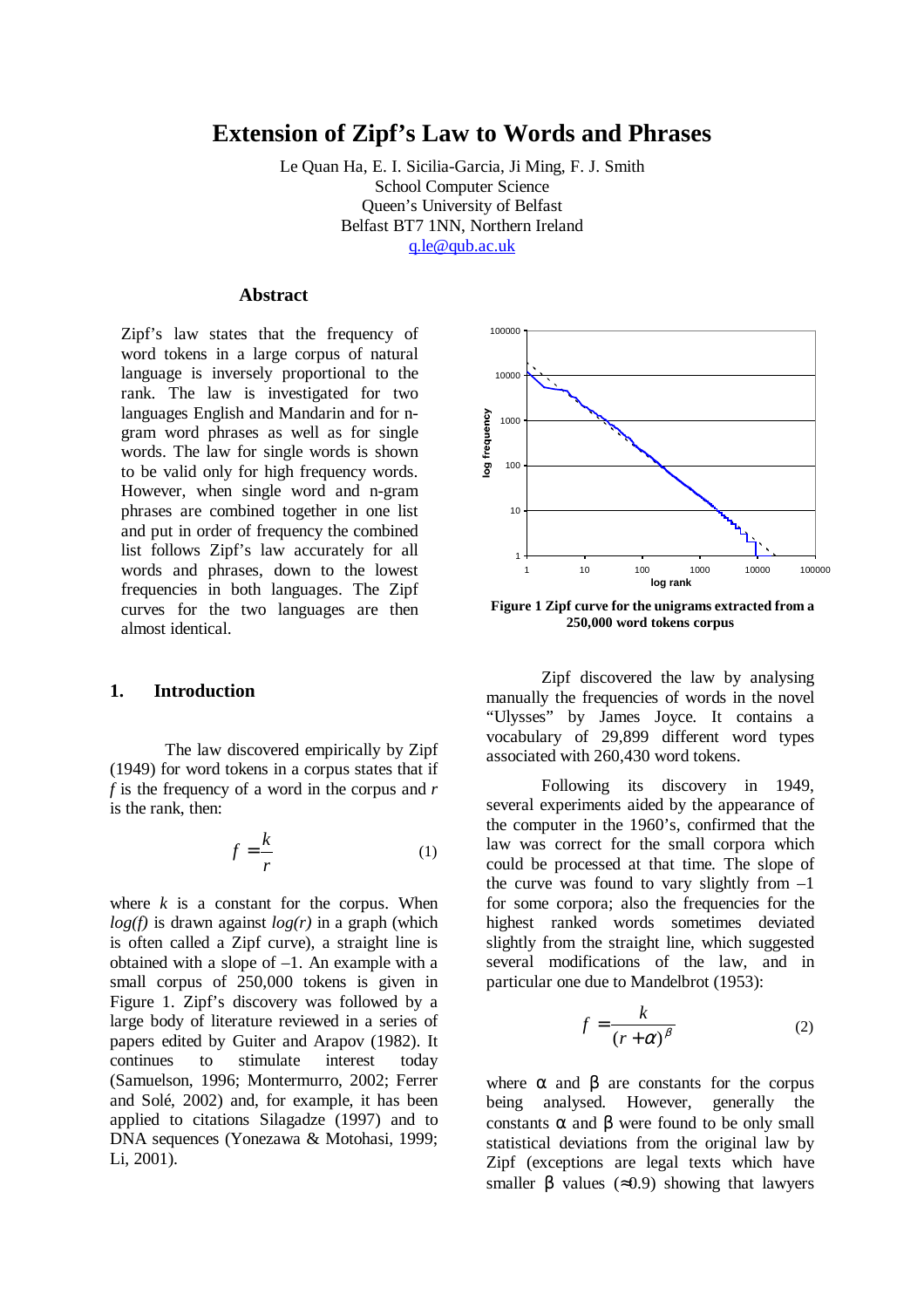# Extension of Zipf's Law to Words and Phrases

Le Quan Ha, E. I. Sicilia-Garcia, Ji Ming, F. J. Smith
School Computer Science
Queen's University of Belfast
Belfast BT7 1NN, Northern Ireland
q.le@qub.ac.uk

## Abstract

Zipf's law states that the frequency of word tokens in a large corpus of natural language is inversely proportional to the rank. The law is investigated for two languages English and Mandarin and for n-gram word phrases as well as for single words. The law for single words is shown to be valid only for high frequency words. However, when single word and n-gram phrases are combined together in one list and put in order of frequency the combined list follows Zipf's law accurately for all words and phrases, down to the lowest frequencies in both languages. The Zipf curves for the two languages are then almost identical.

## 1. Introduction

The law discovered empirically by Zipf (1949) for word tokens in a corpus states that if $f$ is the frequency of a word in the corpus and $r$ is the rank, then:

$$f = \frac{k}{r} \quad (1)$$

where $k$ is a constant for the corpus. When $log(f)$ is drawn against $log(r)$ in a graph (which is often called a Zipf curve), a straight line is obtained with a slope of –1. An example with a small corpus of 250,000 tokens is given in Figure 1. Zipf's discovery was followed by a large body of literature reviewed in a series of papers edited by Guiter and Arapov (1982). It continues to stimulate interest today (Samuelson, 1996; Montermurro, 2002; Ferrer and Solé, 2002) and, for example, it has been applied to citations Silagadze (1997) and to DNA sequences (Yonezawa & Motohasi, 1999; Li, 2001).

**Figure 1 Zipf curve for the unigrams extracted from a 250,000 word tokens corpus**

Zipf discovered the law by analysing manually the frequencies of words in the novel "Ulysses" by James Joyce. It contains a vocabulary of 29,899 different word types associated with 260,430 word tokens.

Following its discovery in 1949, several experiments aided by the appearance of the computer in the 1960's, confirmed that the law was correct for the small corpora which could be processed at that time. The slope of the curve was found to vary slightly from –1 for some corpora; also the frequencies for the highest ranked words sometimes deviated slightly from the straight line, which suggested several modifications of the law, and in particular one due to Mandelbrot (1953):

$$f = \frac{k}{(r + \alpha)^{\beta}} \quad (2)$$

where $\alpha$ and $\beta$ are constants for the corpus being analysed. However, generally the constants $\alpha$ and $\beta$ were found to be only small statistical deviations from the original law by Zipf (exceptions are legal texts which have smaller $\beta$ values ($\approx$0.9) showing that lawyers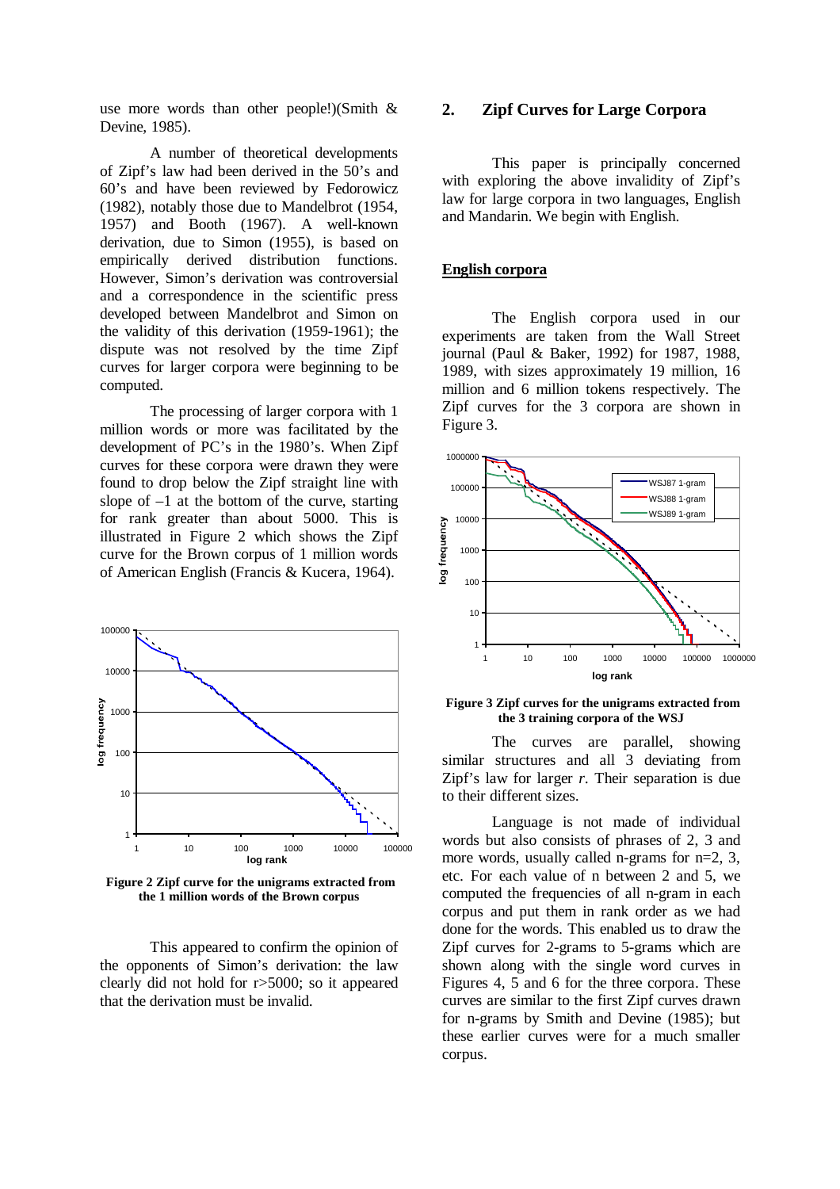use more words than other people!)(Smith & Devine, 1985).

A number of theoretical developments of Zipf's law had been derived in the 50's and 60's and have been reviewed by Fedorowicz (1982), notably those due to Mandelbrot (1954, 1957) and Booth (1967). A well-known derivation, due to Simon (1955), is based on empirically derived distribution functions. However, Simon's derivation was controversial and a correspondence in the scientific press developed between Mandelbrot and Simon on the validity of this derivation (1959-1961); the dispute was not resolved by the time Zipf curves for larger corpora were beginning to be computed.

The processing of larger corpora with 1 million words or more was facilitated by the development of PC's in the 1980's. When Zipf curves for these corpora were drawn they were found to drop below the Zipf straight line with slope of –1 at the bottom of the curve, starting for rank greater than about 5000. This is illustrated in Figure 2 which shows the Zipf curve for the Brown corpus of 1 million words of American English (Francis & Kucera, 1964).

**Figure 2 Zipf curve for the unigrams extracted from the 1 million words of the Brown corpus**

This appeared to confirm the opinion of the opponents of Simon's derivation: the law clearly did not hold for r>5000; so it appeared that the derivation must be invalid.

## 2. Zipf Curves for Large Corpora

This paper is principally concerned with exploring the above invalidity of Zipf's law for large corpora in two languages, English and Mandarin. We begin with English.

### English corpora

The English corpora used in our experiments are taken from the Wall Street journal (Paul & Baker, 1992) for 1987, 1988, 1989, with sizes approximately 19 million, 16 million and 6 million tokens respectively. The Zipf curves for the 3 corpora are shown in Figure 3.

**Figure 3 Zipf curves for the unigrams extracted from the 3 training corpora of the WSJ**

The curves are parallel, showing similar structures and all 3 deviating from Zipf's law for larger *r*. Their separation is due to their different sizes.

Language is not made of individual words but also consists of phrases of 2, 3 and more words, usually called n-grams for n=2, 3, etc. For each value of n between 2 and 5, we computed the frequencies of all n-gram in each corpus and put them in rank order as we had done for the words. This enabled us to draw the Zipf curves for 2-grams to 5-grams which are shown along with the single word curves in Figures 4, 5 and 6 for the three corpora. These curves are similar to the first Zipf curves drawn for n-grams by Smith and Devine (1985); but these earlier curves were for a much smaller corpus.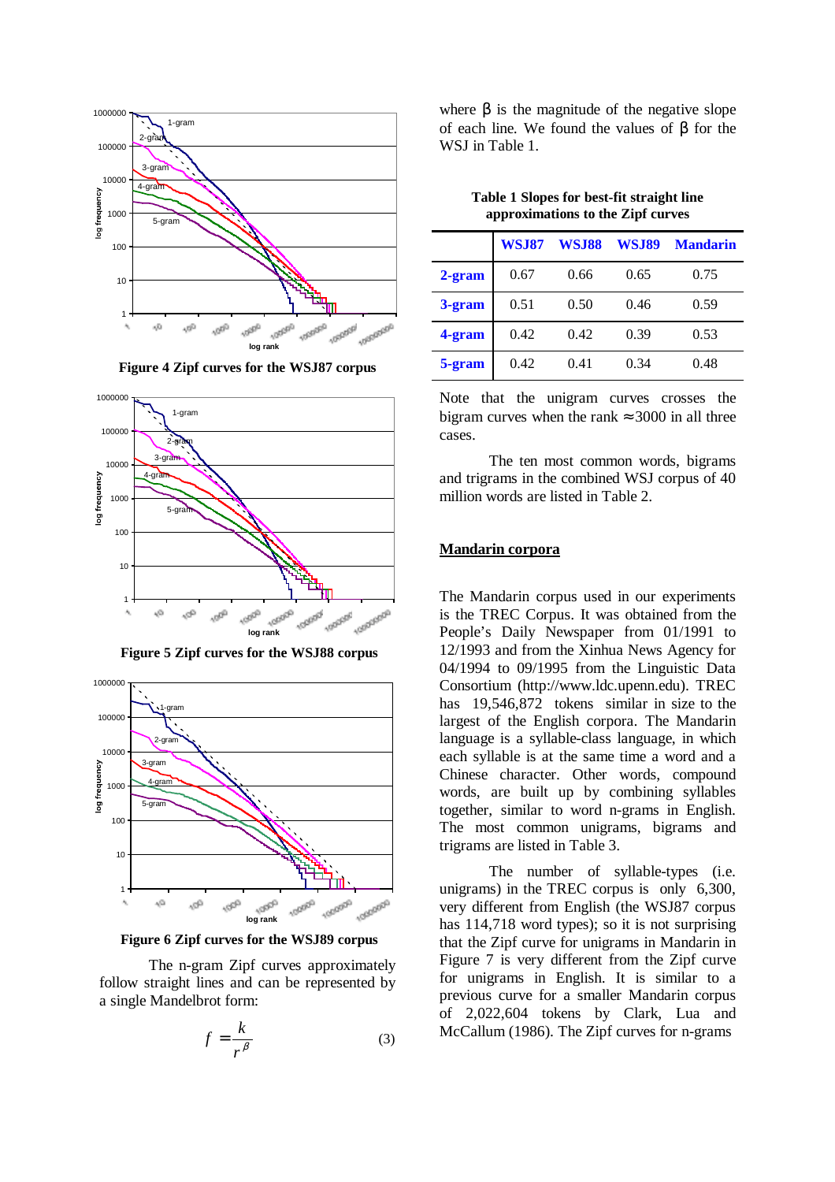Figure 4 Zipf curves for the WSJ87 corpus

Figure 5 Zipf curves for the WSJ88 corpus

Figure 6 Zipf curves for the WSJ89 corpus

The n-gram Zipf curves approximately follow straight lines and can be represented by a single Mandelbrot form:

$$f = \frac{k}{r^{\beta}} \tag{3}$$

where $\beta$ is the magnitude of the negative slope of each line. We found the values of $\beta$ for the WSJ in Table 1.

**Table 1 Slopes for best-fit straight line approximations to the Zipf curves**

| | WSJ87 | WSJ88 | WSJ89 | Mandarin |
|---|---|---|---|---|
| 2-gram | 0.67 | 0.66 | 0.65 | 0.75 |
| 3-gram | 0.51 | 0.50 | 0.46 | 0.59 |
| 4-gram | 0.42 | 0.42 | 0.39 | 0.53 |
| 5-gram | 0.42 | 0.41 | 0.34 | 0.48 |

Note that the unigram curves crosses the bigram curves when the rank $\approx$3000 in all three cases.

The ten most common words, bigrams and trigrams in the combined WSJ corpus of 40 million words are listed in Table 2.

## Mandarin corpora

The Mandarin corpus used in our experiments is the TREC Corpus. It was obtained from the People's Daily Newspaper from 01/1991 to 12/1993 and from the Xinhua News Agency for 04/1994 to 09/1995 from the Linguistic Data Consortium (http://www.ldc.upenn.edu). TREC has 19,546,872 tokens similar in size to the largest of the English corpora. The Mandarin language is a syllable-class language, in which each syllable is at the same time a word and a Chinese character. Other words, compound words, are built up by combining syllables together, similar to word n-grams in English. The most common unigrams, bigrams and trigrams are listed in Table 3.

The number of syllable-types (i.e. unigrams) in the TREC corpus is only 6,300, very different from English (the WSJ87 corpus has 114,718 word types); so it is not surprising that the Zipf curve for unigrams in Mandarin in Figure 7 is very different from the Zipf curve for unigrams in English. It is similar to a previous curve for a smaller Mandarin corpus of 2,022,604 tokens by Clark, Lua and McCallum (1986). The Zipf curves for n-grams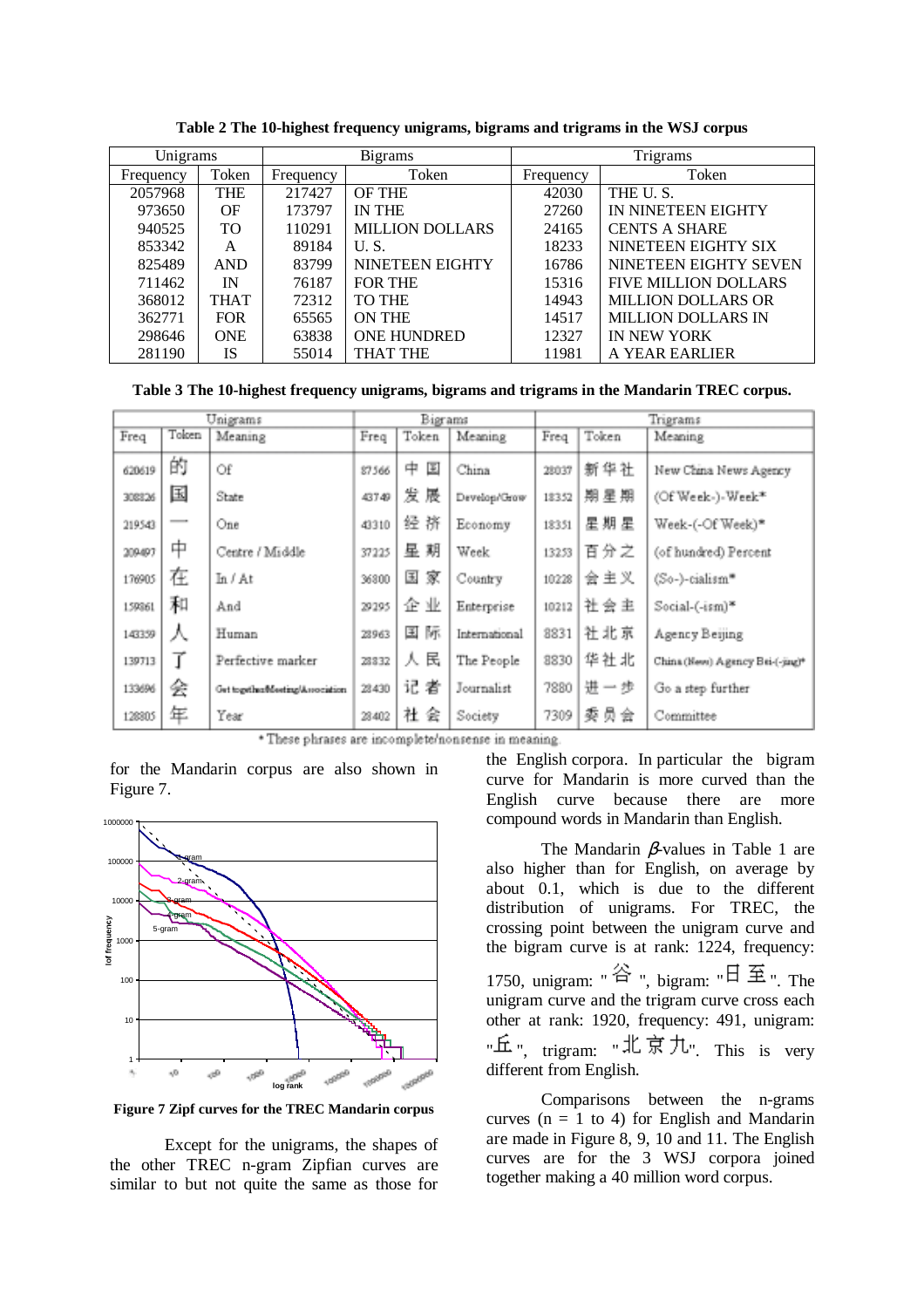**Table 2 The 10-highest frequency unigrams, bigrams and trigrams in the WSJ corpus**

| Unigrams | | Bigrams | | Trigrams | |
|---|---|---|---|---|---|
| Frequency | Token | Frequency | Token | Frequency | Token |
| 2057968 | THE | 217427 | OF THE | 42030 | THE U. S. |
| 973650 | OF | 173797 | IN THE | 27260 | IN NINETEEN EIGHTY |
| 940525 | TO | 110291 | MILLION DOLLARS | 24165 | CENTS A SHARE |
| 853342 | A | 89184 | U. S. | 18233 | NINETEEN EIGHTY SIX |
| 825489 | AND | 83799 | NINETEEN EIGHTY | 16786 | NINETEEN EIGHTY SEVEN |
| 711462 | IN | 76187 | FOR THE | 15316 | FIVE MILLION DOLLARS |
| 368012 | THAT | 72312 | TO THE | 14943 | MILLION DOLLARS OR |
| 362771 | FOR | 65565 | ON THE | 14517 | MILLION DOLLARS IN |
| 298646 | ONE | 63838 | ONE HUNDRED | 12327 | IN NEW YORK |
| 281190 | IS | 55014 | THAT THE | 11981 | A YEAR EARLIER |

**Table 3 The 10-highest frequency unigrams, bigrams and trigrams in the Mandarin TREC corpus.**

| Unigrams | | | Bigrams | | | Trigrams | | |
|---|---|---|---|---|---|---|---|---|
| Freq | Token | Meaning | Freq | Token | Meaning | Freq | Token | Meaning |
| 620619 | 的 | Of | 87566 | 中国 | China | 28037 | 新华社 | New China News Agency |
| 308326 | 国 | State | 43749 | 发展 | Develop/Grow | 18352 | 期星期 | (Of Week-)-Week* |
| 219543 | 一 | One | 43310 | 经济 | Economy | 18351 | 星期星 | Week-(-Of Week)* |
| 209497 | 中 | Centre / Middle | 37225 | 星期 | Week | 13253 | 百分之 | (of hundred) Percent |
| 176905 | 在 | In / At | 36800 | 国家 | Country | 10228 | 会主义 | (So-)-cialism* |
| 159861 | 和 | And | 29295 | 企业 | Enterprise | 10212 | 社会主 | Social-(-ism)* |
| 143359 | 人 | Human | 28963 | 国际 | International | 8831 | 社北京 | Agency Beijing |
| 139713 | 了 | Perfective marker | 28832 | 人民 | The People | 8830 | 华社北 | China (News) Agency Bei-(-jing)* |
| 133696 | 会 | Get together/Meeting/Association | 28430 | 记者 | Journalist | 7880 | 进一步 | Go a step further |
| 128805 | 年 | Year | 28402 | 社会 | Society | 7309 | 委员会 | Committee |

\* These phrases are incomplete/nonsense in meaning.

for the Mandarin corpus are also shown in Figure 7.

Figure 7 Zipf curves for the TREC Mandarin corpus

Except for the unigrams, the shapes of the other TREC n-gram Zipfian curves are similar to but not quite the same as those for the English corpora. In particular the bigram curve for Mandarin is more curved than the English curve because there are more compound words in Mandarin than English.

The Mandarin $\beta$-values in Table 1 are also higher than for English, on average by about 0.1, which is due to the different distribution of unigrams. For TREC, the crossing point between the unigram curve and the bigram curve is at rank: 1224, frequency: 1750, unigram: "谷", bigram: "日至". The unigram curve and the trigram curve cross each other at rank: 1920, frequency: 491, unigram: "丘", trigram: "北京九". This is very different from English.

Comparisons between the n-grams curves (n = 1 to 4) for English and Mandarin are made in Figure 8, 9, 10 and 11. The English curves are for the 3 WSJ corpora joined together making a 40 million word corpus.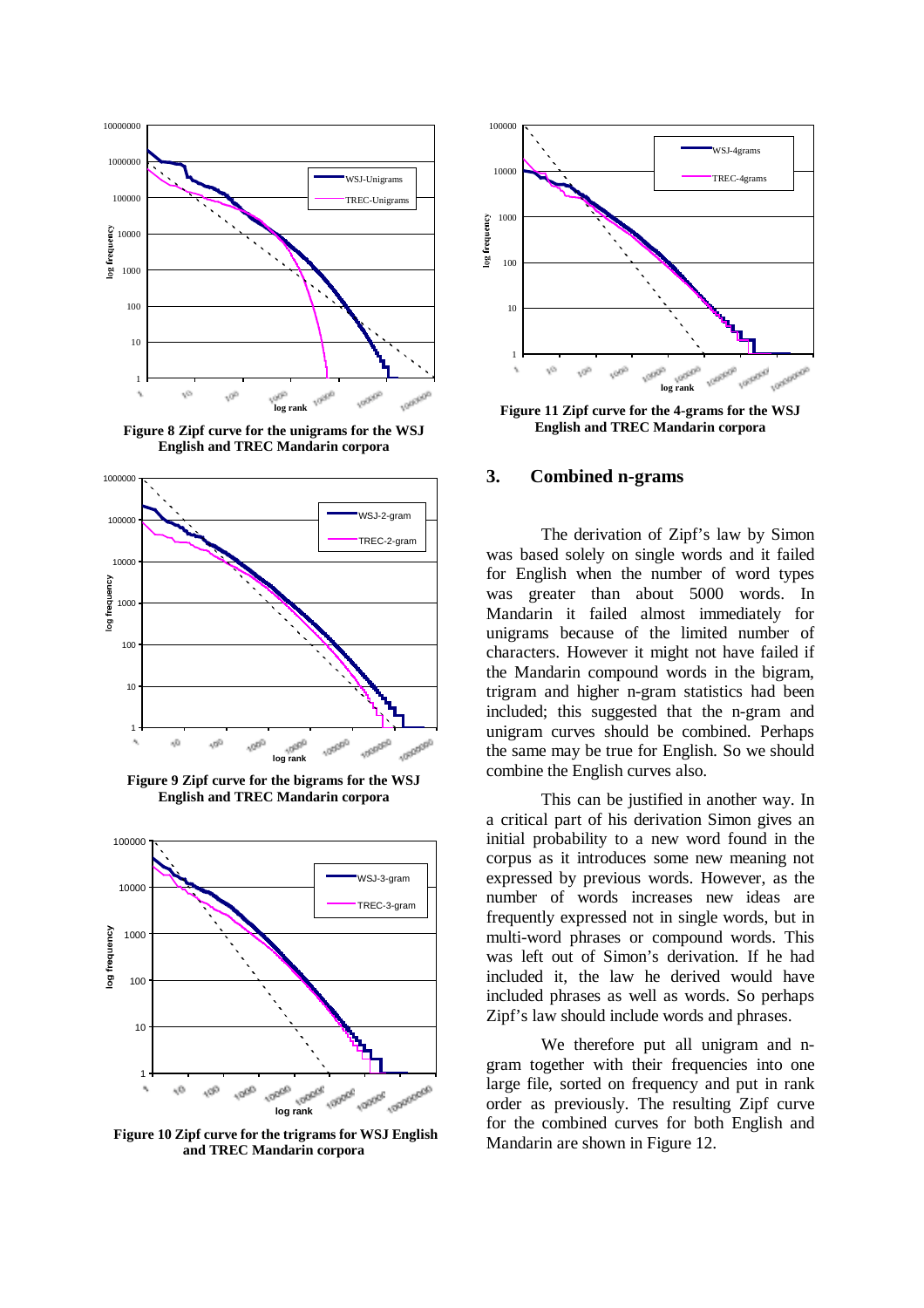Figure 8 Zipf curve for the unigrams for the WSJ English and TREC Mandarin corpora

Figure 9 Zipf curve for the bigrams for the WSJ English and TREC Mandarin corpora

Figure 10 Zipf curve for the trigrams for WSJ English and TREC Mandarin corpora

Figure 11 Zipf curve for the 4-grams for the WSJ English and TREC Mandarin corpora

## 3. Combined n-grams

The derivation of Zipf's law by Simon was based solely on single words and it failed for English when the number of word types was greater than about 5000 words. In Mandarin it failed almost immediately for unigrams because of the limited number of characters. However it might not have failed if the Mandarin compound words in the bigram, trigram and higher n-gram statistics had been included; this suggested that the n-gram and unigram curves should be combined. Perhaps the same may be true for English. So we should combine the English curves also.

This can be justified in another way. In a critical part of his derivation Simon gives an initial probability to a new word found in the corpus as it introduces some new meaning not expressed by previous words. However, as the number of words increases new ideas are frequently expressed not in single words, but in multi-word phrases or compound words. This was left out of Simon's derivation. If he had included it, the law he derived would have included phrases as well as words. So perhaps Zipf's law should include words and phrases.

We therefore put all unigram and n-gram together with their frequencies into one large file, sorted on frequency and put in rank order as previously. The resulting Zipf curve for the combined curves for both English and Mandarin are shown in Figure 12.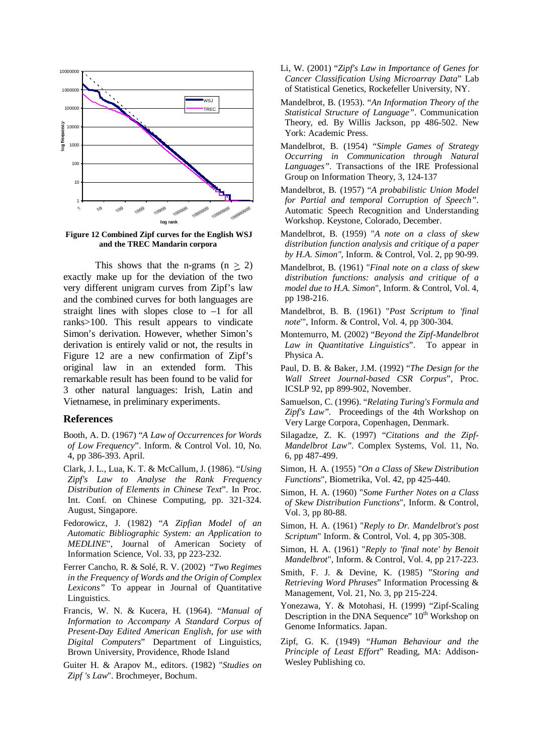10000000

1000000

100000

10000

1000

100

10

1

log frequency

1 10 100 1000 10000 100000 1000000 10000000 100000000

log rank

WSJ

TREC

**Figure 12 Combined Zipf curves for the English WSJ and the TREC Mandarin corpora**

This shows that the n-grams ($n \geq 2$) exactly make up for the deviation of the two very different unigram curves from Zipf's law and the combined curves for both languages are straight lines with slopes close to $-1$ for all ranks>100. This result appears to vindicate Simon's derivation. However, whether Simon's derivation is entirely valid or not, the results in Figure 12 are a new confirmation of Zipf's original law in an extended form. This remarkable result has been found to be valid for 3 other natural languages: Irish, Latin and Vietnamese, in preliminary experiments.

## References

Booth, A. D. (1967) "*A Law of Occurrences for Words of Low Frequency*". Inform. & Control Vol. 10, No. 4, pp 386-393. April.

Clark, J. L., Lua, K. T. & McCallum, J. (1986). "*Using Zipf's Law to Analyse the Rank Frequency Distribution of Elements in Chinese Text*". In Proc. Int. Conf. on Chinese Computing, pp. 321-324. August, Singapore.

Fedorowicz, J. (1982) "*A Zipfian Model of an Automatic Bibliographic System: an Application to MEDLINE*", Journal of American Society of Information Science, Vol. 33, pp 223-232.

Ferrer Cancho, R. & Solé, R. V. (2002) "*Two Regimes in the Frequency of Words and the Origin of Complex Lexicons"* To appear in Journal of Quantitative Linguistics.

Francis, W. N. & Kucera, H. (1964). "*Manual of Information to Accompany A Standard Corpus of Present-Day Edited American English, for use with Digital Computers*" Department of Linguistics, Brown University, Providence, Rhode Island

Guiter H. & Arapov M., editors. (1982) "*Studies on Zipf 's Law*". Brochmeyer, Bochum.

Li, W. (2001) "*Zipf's Law in Importance of Genes for Cancer Classification Using Microarray Data*" Lab of Statistical Genetics, Rockefeller University, NY.

Mandelbrot, B. (1953). "*An Information Theory of the Statistical Structure of Language"*. Communication Theory, ed. By Willis Jackson, pp 486-502. New York: Academic Press.

Mandelbrot, B. (1954) "*Simple Games of Strategy Occurring in Communication through Natural Languages"*. Transactions of the IRE Professional Group on Information Theory, 3, 124-137

Mandelbrot, B. (1957) "*A probabilistic Union Model for Partial and temporal Corruption of Speech"*. Automatic Speech Recognition and Understanding Workshop. Keystone, Colorado, December.

Mandelbrot, B. (1959) "*A note on a class of skew distribution function analysis and critique of a paper by H.A. Simon"*, Inform. & Control, Vol. 2, pp 90-99.

Mandelbrot, B. (1961) "*Final note on a class of skew distribution functions: analysis and critique of a model due to H.A. Simon*", Inform. & Control, Vol. 4, pp 198-216.

Mandelbrot, B. B. (1961) "*Post Scriptum to 'final note*'", Inform. & Control, Vol. 4, pp 300-304.

Montemurro, M. (2002) "*Beyond the Zipf-Mandelbrot Law in Quantitative Linguistics*". To appear in Physica A.

Paul, D. B. & Baker, J.M. (1992) "*The Design for the Wall Street Journal-based CSR Corpus*", Proc. ICSLP 92, pp 899-902, November.

Samuelson, C. (1996). "*Relating Turing's Formula and Zipf's Law"*. Proceedings of the 4th Workshop on Very Large Corpora, Copenhagen, Denmark.

Silagadze, Z. K. (1997) "*Citations and the Zipf-Mandelbrot Law"*. Complex Systems, Vol. 11, No. 6, pp 487-499.

Simon, H. A. (1955) "*On a Class of Skew Distribution Functions*", Biometrika, Vol. 42, pp 425-440.

Simon, H. A. (1960) "*Some Further Notes on a Class of Skew Distribution Functions*", Inform. & Control, Vol. 3, pp 80-88.

Simon, H. A. (1961) "*Reply to Dr. Mandelbrot's post Scriptum*" Inform. & Control, Vol. 4, pp 305-308.

Simon, H. A. (1961) "*Reply to 'final note' by Benoit Mandelbrot*", Inform. & Control, Vol. 4, pp 217-223.

Smith, F. J. & Devine, K. (1985) "*Storing and Retrieving Word Phrases*" Information Processing & Management, Vol. 21, No. 3, pp 215-224.

Yonezawa, Y. & Motohasi, H. (1999) "Zipf-Scaling Description in the DNA Sequence" 10th Workshop on Genome Informatics. Japan.

Zipf, G. K. (1949) "*Human Behaviour and the Principle of Least Effort*" Reading, MA: Addison-Wesley Publishing co.